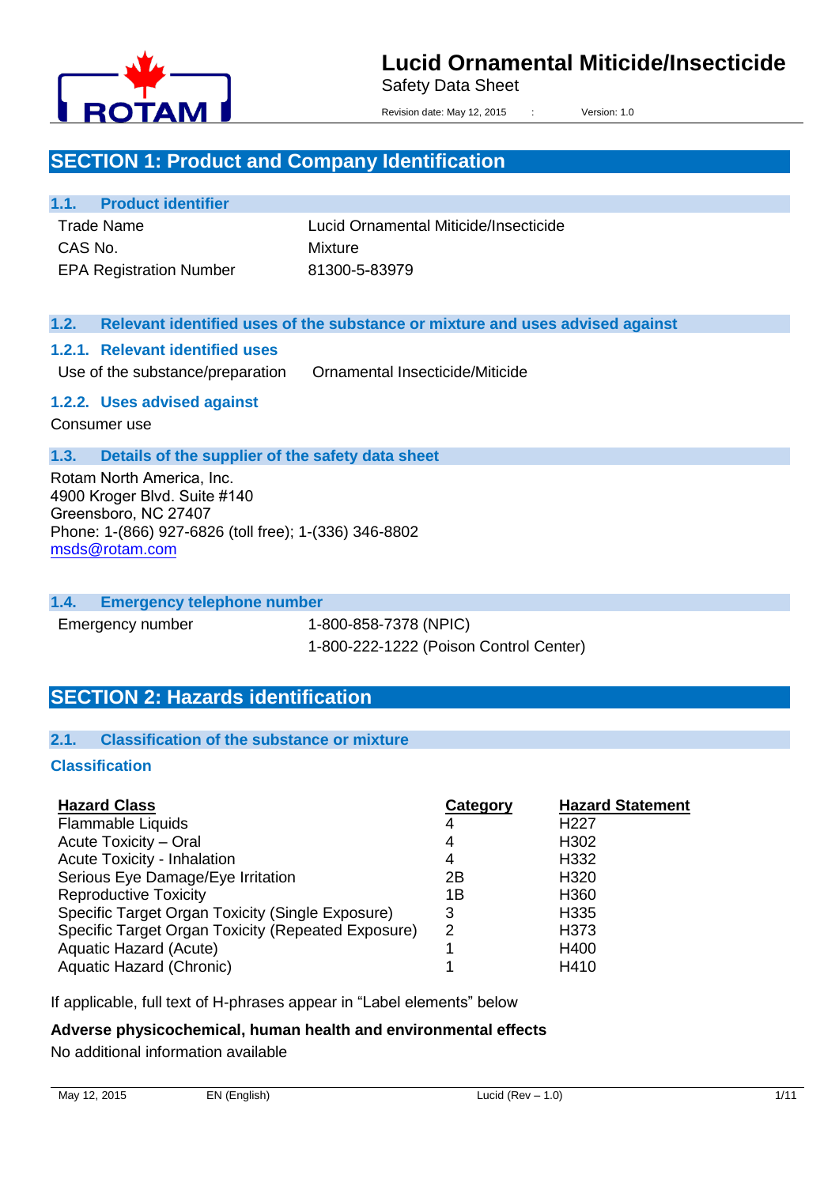# Lucid Ornamental Miticide/Insecticide

Safety Data Sheet

Revision date: May 12, 2015 : Version: 1.0

## SECTION 1: Product and Company Identification

### 1.1. Product identifier

| | |
|---|---|
| Trade Name | Lucid Ornamental Miticide/Insecticide |
| CAS No. | Mixture |
| EPA Registration Number | 81300-5-83979 |

### 1.2. Relevant identified uses of the substance or mixture and uses advised against

#### 1.2.1. Relevant identified uses

Use of the substance/preparation Ornamental Insecticide/Miticide

#### 1.2.2. Uses advised against

Consumer use

### 1.3. Details of the supplier of the safety data sheet

Rotam North America, Inc.
4900 Kroger Blvd. Suite #140
Greensboro, NC 27407
Phone: 1-(866) 927-6826 (toll free); 1-(336) 346-8802
msds@rotam.com

### 1.4. Emergency telephone number

Emergency number 1-800-858-7378 (NPIC)
1-800-222-1222 (Poison Control Center)

## SECTION 2: Hazards identification

### 2.1. Classification of the substance or mixture

#### Classification

| Hazard Class | Category | Hazard Statement |
|---|---|---|
| Flammable Liquids | 4 | H227 |
| Acute Toxicity – Oral | 4 | H302 |
| Acute Toxicity - Inhalation | 4 | H332 |
| Serious Eye Damage/Eye Irritation | 2B | H320 |
| Reproductive Toxicity | 1B | H360 |
| Specific Target Organ Toxicity (Single Exposure) | 3 | H335 |
| Specific Target Organ Toxicity (Repeated Exposure) | 2 | H373 |
| Aquatic Hazard (Acute) | 1 | H400 |
| Aquatic Hazard (Chronic) | 1 | H410 |

If applicable, full text of H-phrases appear in "Label elements" below

**Adverse physicochemical, human health and environmental effects**

No additional information available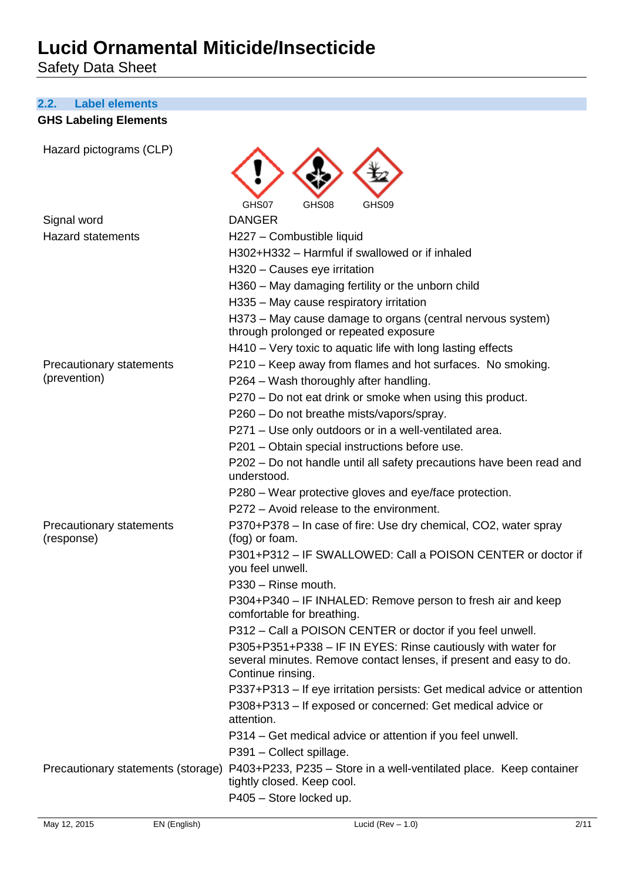### 2.2. Label elements

**GHS Labeling Elements**

| | |
|---|---|
| Hazard pictograms (CLP) | GHS07 GHS08 GHS09 |
| Signal word | DANGER |
| Hazard statements | H227 – Combustible liquid |
| | H302+H332 – Harmful if swallowed or if inhaled |
| | H320 – Causes eye irritation |
| | H360 – May damaging fertility or the unborn child |
| | H335 – May cause respiratory irritation |
| | H373 – May cause damage to organs (central nervous system) through prolonged or repeated exposure |
| | H410 – Very toxic to aquatic life with long lasting effects |
| Precautionary statements (prevention) | P210 – Keep away from flames and hot surfaces. No smoking. |
| | P264 – Wash thoroughly after handling. |
| | P270 – Do not eat drink or smoke when using this product. |
| | P260 – Do not breathe mists/vapors/spray. |
| | P271 – Use only outdoors or in a well-ventilated area. |
| | P201 – Obtain special instructions before use. |
| | P202 – Do not handle until all safety precautions have been read and understood. |
| | P280 – Wear protective gloves and eye/face protection. |
| | P272 – Avoid release to the environment. |
| Precautionary statements (response) | P370+P378 – In case of fire: Use dry chemical, CO2, water spray (fog) or foam. |
| | P301+P312 – IF SWALLOWED: Call a POISON CENTER or doctor if you feel unwell. |
| | P330 – Rinse mouth. |
| | P304+P340 – IF INHALED: Remove person to fresh air and keep comfortable for breathing. |
| | P312 – Call a POISON CENTER or doctor if you feel unwell. |
| | P305+P351+P338 – IF IN EYES: Rinse cautiously with water for several minutes. Remove contact lenses, if present and easy to do. Continue rinsing. |
| | P337+P313 – If eye irritation persists: Get medical advice or attention |
| | P308+P313 – If exposed or concerned: Get medical advice or attention. |
| | P314 – Get medical advice or attention if you feel unwell. |
| | P391 – Collect spillage. |
| Precautionary statements (storage) | P403+P233, P235 – Store in a well-ventilated place. Keep container tightly closed. Keep cool. |
| | P405 – Store locked up. |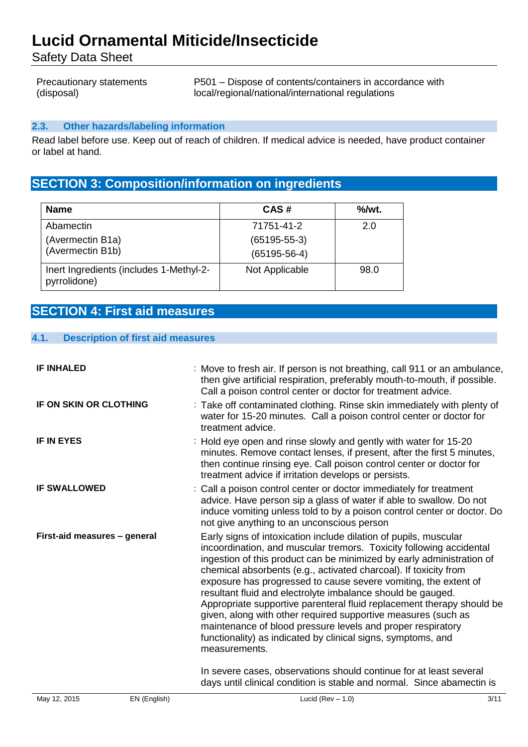| Precautionary statements (disposal) | P501 – Dispose of contents/containers in accordance with local/regional/national/international regulations |
|---|---|

### 2.3. Other hazards/labeling information

Read label before use. Keep out of reach of children. If medical advice is needed, have product container or label at hand.

## SECTION 3: Composition/information on ingredients

| Name | CAS # | %/wt. |
|---|---|---|
| Abamectin<br>(Avermectin B1a)<br>(Avermectin B1b) | 71751-41-2<br>(65195-55-3)<br>(65195-56-4) | 2.0 |
| Inert Ingredients (includes 1-Methyl-2-pyrrolidone) | Not Applicable | 98.0 |

## SECTION 4: First aid measures

### 4.1. Description of first aid measures

**IF INHALED** : Move to fresh air. If person is not breathing, call 911 or an ambulance, then give artificial respiration, preferably mouth-to-mouth, if possible. Call a poison control center or doctor for treatment advice.

**IF ON SKIN OR CLOTHING** : Take off contaminated clothing. Rinse skin immediately with plenty of water for 15-20 minutes. Call a poison control center or doctor for treatment advice.

**IF IN EYES** : Hold eye open and rinse slowly and gently with water for 15-20 minutes. Remove contact lenses, if present, after the first 5 minutes, then continue rinsing eye. Call poison control center or doctor for treatment advice if irritation develops or persists.

**IF SWALLOWED** : Call a poison control center or doctor immediately for treatment advice. Have person sip a glass of water if able to swallow. Do not induce vomiting unless told to by a poison control center or doctor. Do not give anything to an unconscious person

**First-aid measures – general**

Early signs of intoxication include dilation of pupils, muscular incoordination, and muscular tremors. Toxicity following accidental ingestion of this product can be minimized by early administration of chemical absorbents (e.g., activated charcoal). If toxicity from exposure has progressed to cause severe vomiting, the extent of resultant fluid and electrolyte imbalance should be gauged. Appropriate supportive parenteral fluid replacement therapy should be given, along with other required supportive measures (such as maintenance of blood pressure levels and proper respiratory functionality) as indicated by clinical signs, symptoms, and measurements.

In severe cases, observations should continue for at least several days until clinical condition is stable and normal. Since abamectin is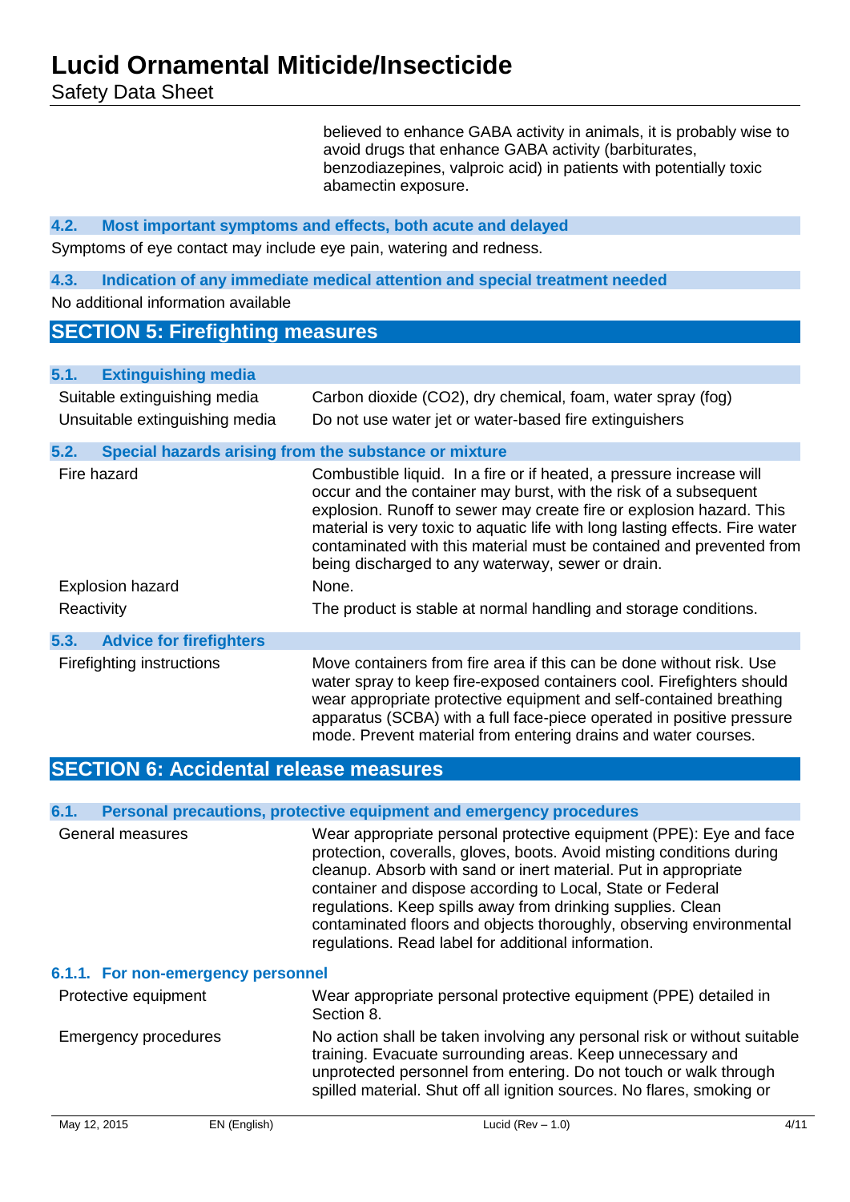believed to enhance GABA activity in animals, it is probably wise to avoid drugs that enhance GABA activity (barbiturates, benzodiazepines, valproic acid) in patients with potentially toxic abamectin exposure.

### 4.2. Most important symptoms and effects, both acute and delayed

Symptoms of eye contact may include eye pain, watering and redness.

### 4.3. Indication of any immediate medical attention and special treatment needed

No additional information available

## SECTION 5: Firefighting measures

### 5.1. Extinguishing media

| | |
|---|---|
| Suitable extinguishing media | Carbon dioxide ($CO_2$), dry chemical, foam, water spray (fog) |
| Unsuitable extinguishing media | Do not use water jet or water-based fire extinguishers |

### 5.2. Special hazards arising from the substance or mixture

| | |
|---|---|
| Fire hazard | Combustible liquid. In a fire or if heated, a pressure increase will occur and the container may burst, with the risk of a subsequent explosion. Runoff to sewer may create fire or explosion hazard. This material is very toxic to aquatic life with long lasting effects. Fire water contaminated with this material must be contained and prevented from being discharged to any waterway, sewer or drain. |
| Explosion hazard | None. |
| Reactivity | The product is stable at normal handling and storage conditions. |

### 5.3. Advice for firefighters

| | |
|---|---|
| Firefighting instructions | Move containers from fire area if this can be done without risk. Use water spray to keep fire-exposed containers cool. Firefighters should wear appropriate protective equipment and self-contained breathing apparatus (SCBA) with a full face-piece operated in positive pressure mode. Prevent material from entering drains and water courses. |

## SECTION 6: Accidental release measures

### 6.1. Personal precautions, protective equipment and emergency procedures

| | |
|---|---|
| General measures | Wear appropriate personal protective equipment (PPE): Eye and face protection, coveralls, gloves, boots. Avoid misting conditions during cleanup. Absorb with sand or inert material. Put in appropriate container and dispose according to Local, State or Federal regulations. Keep spills away from drinking supplies. Clean contaminated floors and objects thoroughly, observing environmental regulations. Read label for additional information. |

#### 6.1.1. For non-emergency personnel

| | |
|---|---|
| Protective equipment | Wear appropriate personal protective equipment (PPE) detailed in Section 8. |
| Emergency procedures | No action shall be taken involving any personal risk or without suitable training. Evacuate surrounding areas. Keep unnecessary and unprotected personnel from entering. Do not touch or walk through spilled material. Shut off all ignition sources. No flares, smoking or |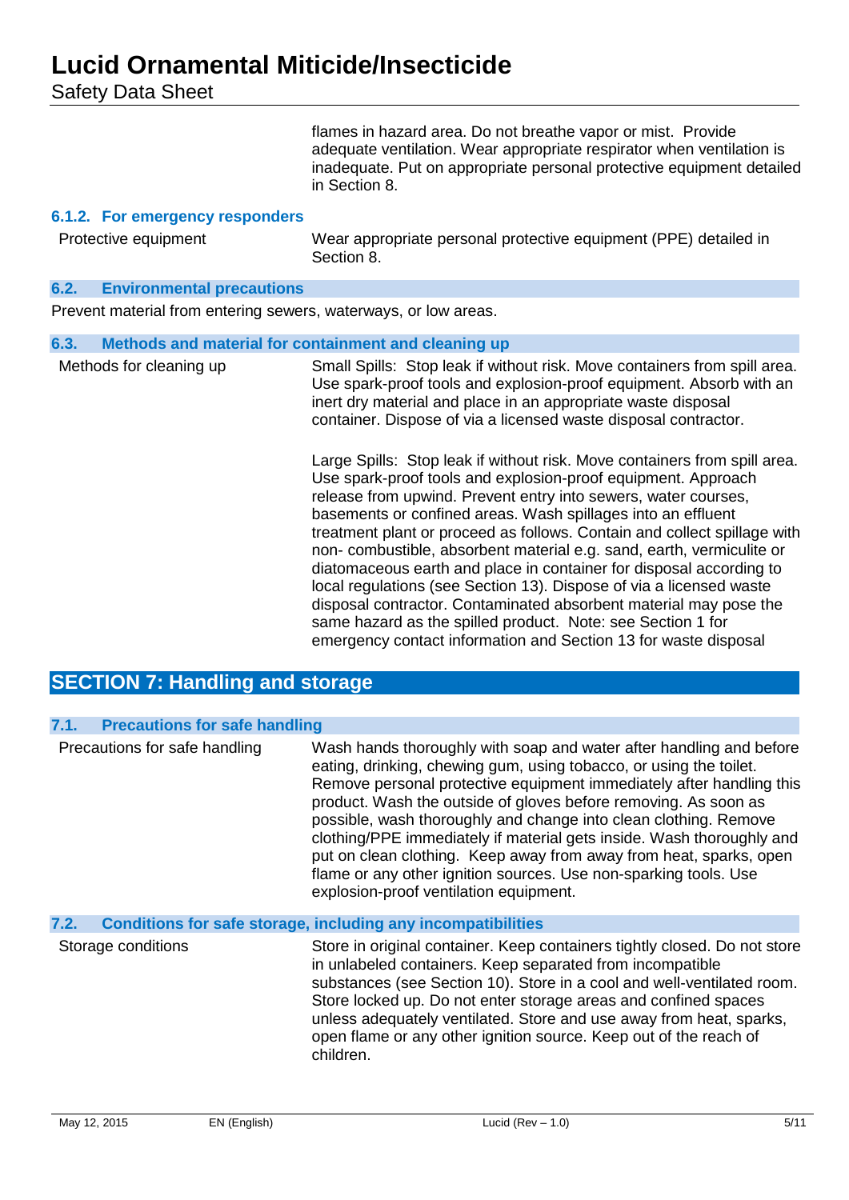flames in hazard area. Do not breathe vapor or mist. Provide adequate ventilation. Wear appropriate respirator when ventilation is inadequate. Put on appropriate personal protective equipment detailed in Section 8.

### 6.1.2. For emergency responders

| | |
|---|---|
| Protective equipment | Wear appropriate personal protective equipment (PPE) detailed in Section 8. |

### 6.2. Environmental precautions

Prevent material from entering sewers, waterways, or low areas.

### 6.3. Methods and material for containment and cleaning up

| | |
|---|---|
| Methods for cleaning up | Small Spills: Stop leak if without risk. Move containers from spill area. Use spark-proof tools and explosion-proof equipment. Absorb with an inert dry material and place in an appropriate waste disposal container. Dispose of via a licensed waste disposal contractor.<br><br>Large Spills: Stop leak if without risk. Move containers from spill area. Use spark-proof tools and explosion-proof equipment. Approach release from upwind. Prevent entry into sewers, water courses, basements or confined areas. Wash spillages into an effluent treatment plant or proceed as follows. Contain and collect spillage with non- combustible, absorbent material e.g. sand, earth, vermiculite or diatomaceous earth and place in container for disposal according to local regulations (see Section 13). Dispose of via a licensed waste disposal contractor. Contaminated absorbent material may pose the same hazard as the spilled product. Note: see Section 1 for emergency contact information and Section 13 for waste disposal |

## SECTION 7: Handling and storage

### 7.1. Precautions for safe handling

| | |
|---|---|
| Precautions for safe handling | Wash hands thoroughly with soap and water after handling and before eating, drinking, chewing gum, using tobacco, or using the toilet. Remove personal protective equipment immediately after handling this product. Wash the outside of gloves before removing. As soon as possible, wash thoroughly and change into clean clothing. Remove clothing/PPE immediately if material gets inside. Wash thoroughly and put on clean clothing. Keep away from away from heat, sparks, open flame or any other ignition sources. Use non-sparking tools. Use explosion-proof ventilation equipment. |

### 7.2. Conditions for safe storage, including any incompatibilities

| | |
|---|---|
| Storage conditions | Store in original container. Keep containers tightly closed. Do not store in unlabeled containers. Keep separated from incompatible substances (see Section 10). Store in a cool and well-ventilated room. Store locked up. Do not enter storage areas and confined spaces unless adequately ventilated. Store and use away from heat, sparks, open flame or any other ignition source. Keep out of the reach of children. |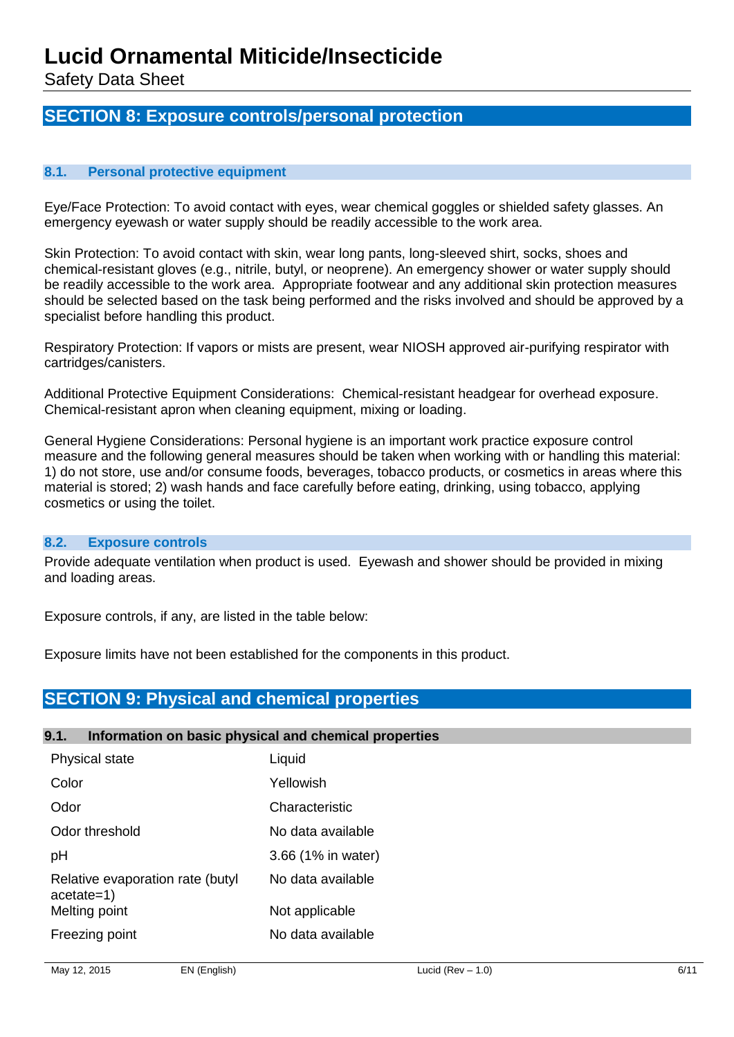## SECTION 8: Exposure controls/personal protection

### 8.1. Personal protective equipment

Eye/Face Protection: To avoid contact with eyes, wear chemical goggles or shielded safety glasses. An emergency eyewash or water supply should be readily accessible to the work area.

Skin Protection: To avoid contact with skin, wear long pants, long-sleeved shirt, socks, shoes and chemical-resistant gloves (e.g., nitrile, butyl, or neoprene). An emergency shower or water supply should be readily accessible to the work area. Appropriate footwear and any additional skin protection measures should be selected based on the task being performed and the risks involved and should be approved by a specialist before handling this product.

Respiratory Protection: If vapors or mists are present, wear NIOSH approved air-purifying respirator with cartridges/canisters.

Additional Protective Equipment Considerations: Chemical-resistant headgear for overhead exposure. Chemical-resistant apron when cleaning equipment, mixing or loading.

General Hygiene Considerations: Personal hygiene is an important work practice exposure control measure and the following general measures should be taken when working with or handling this material: 1) do not store, use and/or consume foods, beverages, tobacco products, or cosmetics in areas where this material is stored; 2) wash hands and face carefully before eating, drinking, using tobacco, applying cosmetics or using the toilet.

### 8.2. Exposure controls

Provide adequate ventilation when product is used. Eyewash and shower should be provided in mixing and loading areas.

Exposure controls, if any, are listed in the table below:

Exposure limits have not been established for the components in this product.

## SECTION 9: Physical and chemical properties

### 9.1. Information on basic physical and chemical properties

| | |
|---|---|
| Physical state | Liquid |
| Color | Yellowish |
| Odor | Characteristic |
| Odor threshold | No data available |
| pH | 3.66 (1% in water) |
| Relative evaporation rate (butyl acetate=1) | No data available |
| Melting point | Not applicable |
| Freezing point | No data available |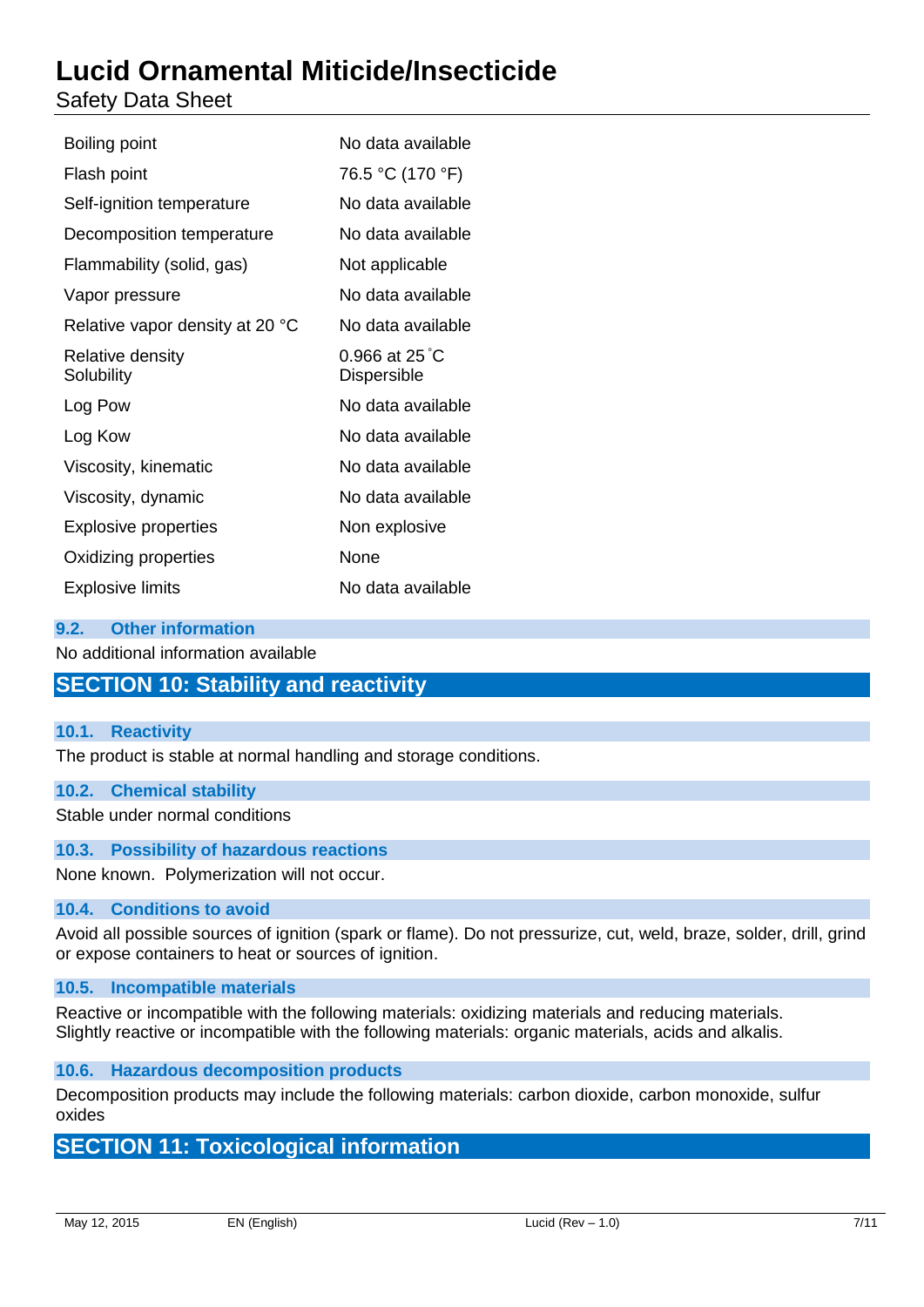| | |
|---|---|
| Boiling point | No data available |
| Flash point | 76.5 °C (170 °F) |
| Self-ignition temperature | No data available |
| Decomposition temperature | No data available |
| Flammability (solid, gas) | Not applicable |
| Vapor pressure | No data available |
| Relative vapor density at 20 °C | No data available |
| Relative density | 0.966 at 25˚C |
| Solubility | Dispersible |
| Log Pow | No data available |
| Log Kow | No data available |
| Viscosity, kinematic | No data available |
| Viscosity, dynamic | No data available |
| Explosive properties | Non explosive |
| Oxidizing properties | None |
| Explosive limits | No data available |

### 9.2. Other information

No additional information available

## SECTION 10: Stability and reactivity

### 10.1. Reactivity

The product is stable at normal handling and storage conditions.

### 10.2. Chemical stability

Stable under normal conditions

### 10.3. Possibility of hazardous reactions

None known. Polymerization will not occur.

### 10.4. Conditions to avoid

Avoid all possible sources of ignition (spark or flame). Do not pressurize, cut, weld, braze, solder, drill, grind or expose containers to heat or sources of ignition.

### 10.5. Incompatible materials

Reactive or incompatible with the following materials: oxidizing materials and reducing materials.
Slightly reactive or incompatible with the following materials: organic materials, acids and alkalis.

### 10.6. Hazardous decomposition products

Decomposition products may include the following materials: carbon dioxide, carbon monoxide, sulfur oxides

## SECTION 11: Toxicological information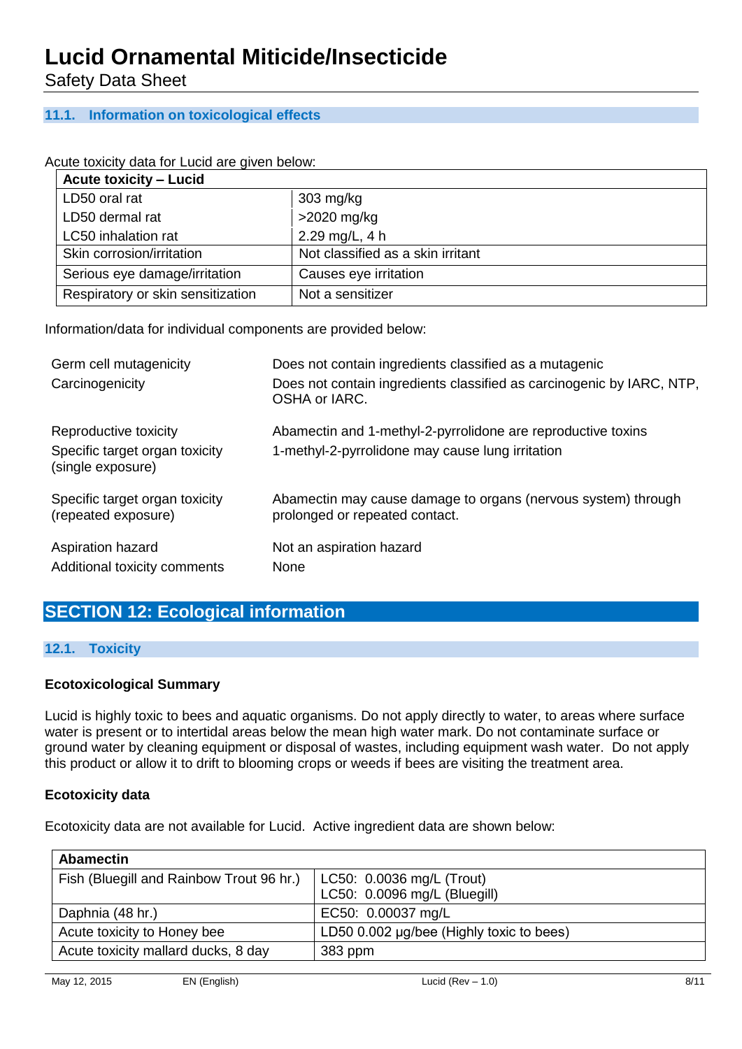### 11.1. Information on toxicological effects

Acute toxicity data for Lucid are given below:

| Acute toxicity – Lucid | |
|---|---|
| LD50 oral rat | 303 mg/kg |
| LD50 dermal rat | >2020 mg/kg |
| LC50 inhalation rat | 2.29 mg/L, 4 h |
| Skin corrosion/irritation | Not classified as a skin irritant |
| Serious eye damage/irritation | Causes eye irritation |
| Respiratory or skin sensitization | Not a sensitizer |

Information/data for individual components are provided below:

| | |
|---|---|
| Germ cell mutagenicity | Does not contain ingredients classified as a mutagenic |
| Carcinogenicity | Does not contain ingredients classified as carcinogenic by IARC, NTP, OSHA or IARC. |
| Reproductive toxicity | Abamectin and 1-methyl-2-pyrrolidone are reproductive toxins |
| Specific target organ toxicity (single exposure) | 1-methyl-2-pyrrolidone may cause lung irritation |
| Specific target organ toxicity (repeated exposure) | Abamectin may cause damage to organs (nervous system) through prolonged or repeated contact. |
| Aspiration hazard | Not an aspiration hazard |
| Additional toxicity comments | None |

## SECTION 12: Ecological information

### 12.1. Toxicity

**Ecotoxicological Summary**

Lucid is highly toxic to bees and aquatic organisms. Do not apply directly to water, to areas where surface water is present or to intertidal areas below the mean high water mark. Do not contaminate surface or ground water by cleaning equipment or disposal of wastes, including equipment wash water. Do not apply this product or allow it to drift to blooming crops or weeds if bees are visiting the treatment area.

**Ecotoxicity data**

Ecotoxicity data are not available for Lucid. Active ingredient data are shown below:

| Abamectin | |
|---|---|
| Fish (Bluegill and Rainbow Trout 96 hr.) | LC50: 0.0036 mg/L (Trout)<br>LC50: 0.0096 mg/L (Bluegill) |
| Daphnia (48 hr.) | EC50: 0.00037 mg/L |
| Acute toxicity to Honey bee | LD50 0.002 µg/bee (Highly toxic to bees) |
| Acute toxicity mallard ducks, 8 day | 383 ppm |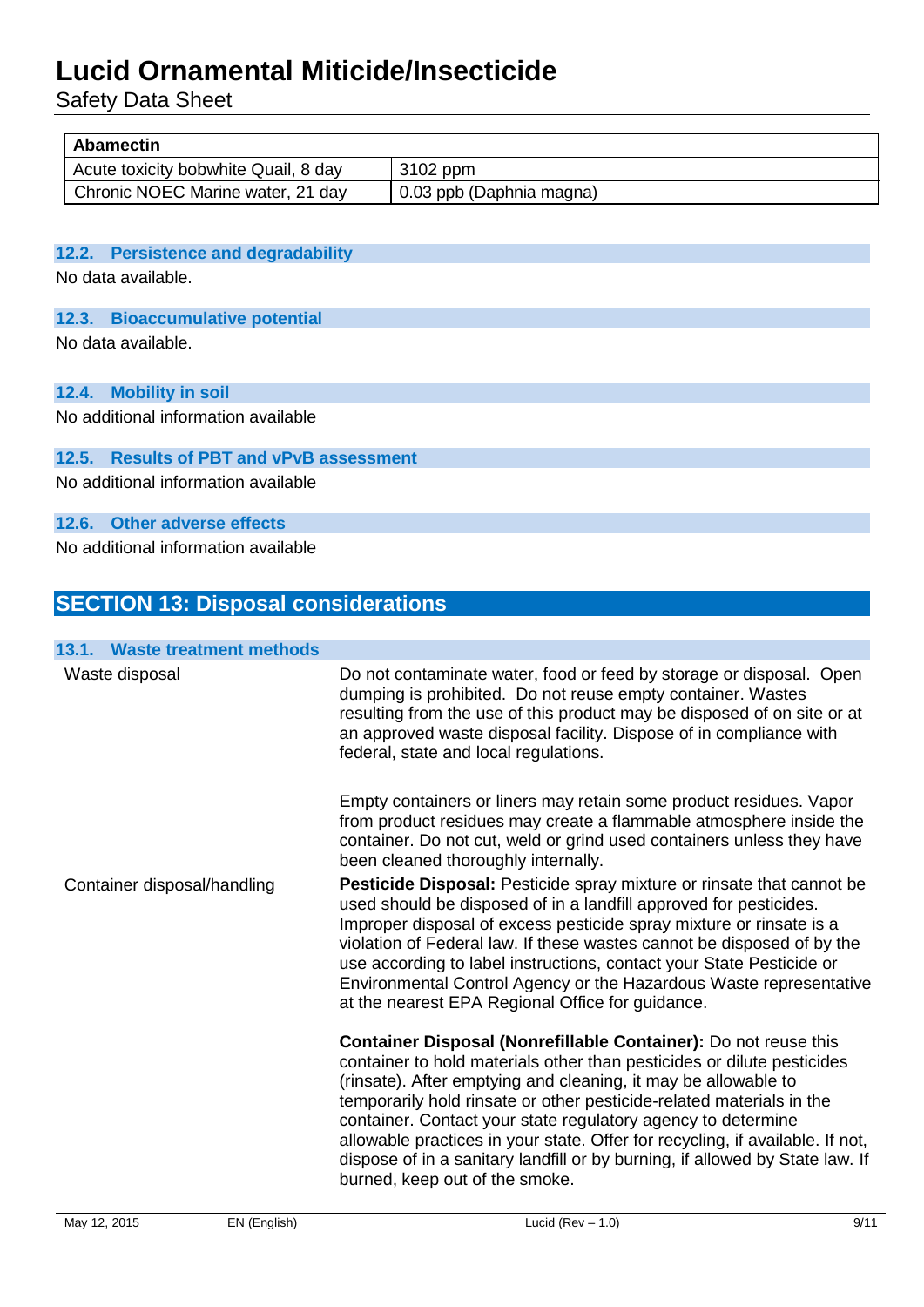| Abamectin | |
|---|---|
| Acute toxicity bobwhite Quail, 8 day | 3102 ppm |
| Chronic NOEC Marine water, 21 day | 0.03 ppb (Daphnia magna) |

### 12.2. Persistence and degradability

No data available.

### 12.3. Bioaccumulative potential

No data available.

### 12.4. Mobility in soil

No additional information available

### 12.5. Results of PBT and vPvB assessment

No additional information available

### 12.6. Other adverse effects

No additional information available

## SECTION 13: Disposal considerations

### 13.1. Waste treatment methods

| | |
|---|---|
| Waste disposal | Do not contaminate water, food or feed by storage or disposal. Open dumping is prohibited. Do not reuse empty container. Wastes resulting from the use of this product may be disposed of on site or at an approved waste disposal facility. Dispose of in compliance with federal, state and local regulations.<br><br>Empty containers or liners may retain some product residues. Vapor from product residues may create a flammable atmosphere inside the container. Do not cut, weld or grind used containers unless they have been cleaned thoroughly internally. |
| Container disposal/handling | **Pesticide Disposal:** Pesticide spray mixture or rinsate that cannot be used should be disposed of in a landfill approved for pesticides. Improper disposal of excess pesticide spray mixture or rinsate is a violation of Federal law. If these wastes cannot be disposed of by the use according to label instructions, contact your State Pesticide or Environmental Control Agency or the Hazardous Waste representative at the nearest EPA Regional Office for guidance.<br><br>**Container Disposal (Nonrefillable Container):** Do not reuse this container to hold materials other than pesticides or dilute pesticides (rinsate). After emptying and cleaning, it may be allowable to temporarily hold rinsate or other pesticide-related materials in the container. Contact your state regulatory agency to determine allowable practices in your state. Offer for recycling, if available. If not, dispose of in a sanitary landfill or by burning, if allowed by State law. If burned, keep out of the smoke. |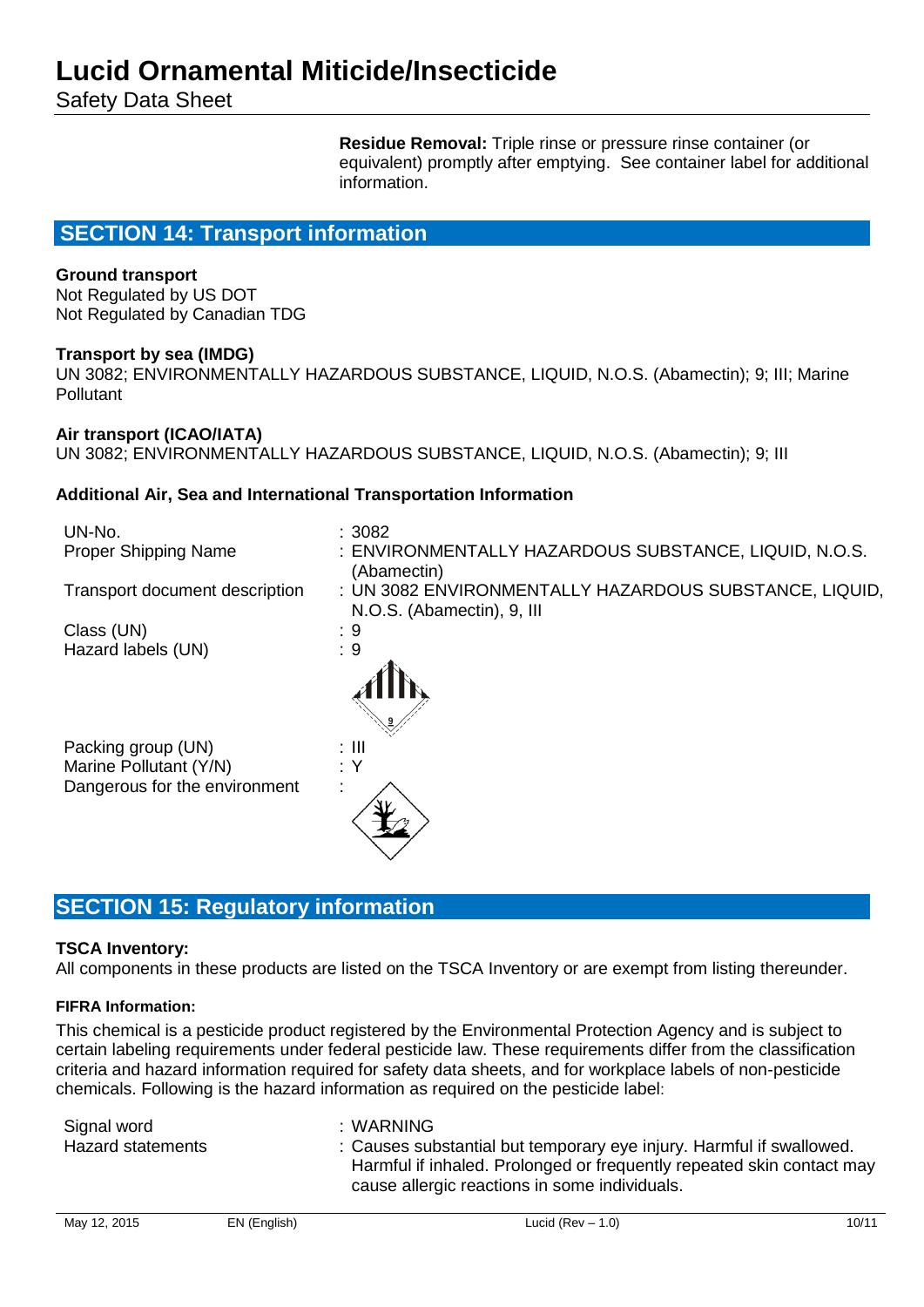**Residue Removal:** Triple rinse or pressure rinse container (or equivalent) promptly after emptying. See container label for additional information.

## SECTION 14: Transport information

**Ground transport**
Not Regulated by US DOT
Not Regulated by Canadian TDG

**Transport by sea (IMDG)**
UN 3082; ENVIRONMENTALLY HAZARDOUS SUBSTANCE, LIQUID, N.O.S. (Abamectin); 9; III; Marine Pollutant

**Air transport (ICAO/IATA)**
UN 3082; ENVIRONMENTALLY HAZARDOUS SUBSTANCE, LIQUID, N.O.S. (Abamectin); 9; III

**Additional Air, Sea and International Transportation Information**

| | |
|---|---|
| UN-No. | : 3082 |
| Proper Shipping Name | : ENVIRONMENTALLY HAZARDOUS SUBSTANCE, LIQUID, N.O.S. (Abamectin) |
| Transport document description | : UN 3082 ENVIRONMENTALLY HAZARDOUS SUBSTANCE, LIQUID, N.O.S. (Abamectin), 9, III |
| Class (UN) | : 9 |
| Hazard labels (UN) | : 9 |
| Packing group (UN) | : III |
| Marine Pollutant (Y/N) | : Y |
| Dangerous for the environment | : |

## SECTION 15: Regulatory information

**TSCA Inventory:**
All components in these products are listed on the TSCA Inventory or are exempt from listing thereunder.

**FIFRA Information:**

This chemical is a pesticide product registered by the Environmental Protection Agency and is subject to certain labeling requirements under federal pesticide law. These requirements differ from the classification criteria and hazard information required for safety data sheets, and for workplace labels of non-pesticide chemicals. Following is the hazard information as required on the pesticide label:

| | |
|---|---|
| Signal word | : WARNING |
| Hazard statements | : Causes substantial but temporary eye injury. Harmful if swallowed. Harmful if inhaled. Prolonged or frequently repeated skin contact may cause allergic reactions in some individuals. |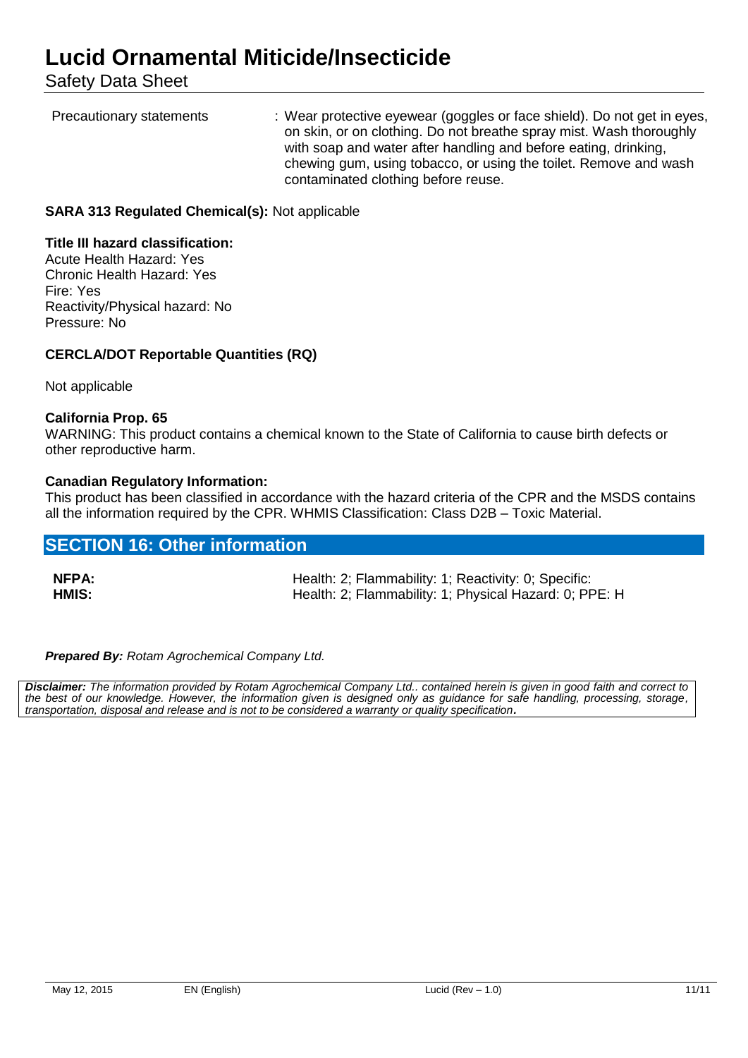| | |
|---|---|
| Precautionary statements | : Wear protective eyewear (goggles or face shield). Do not get in eyes, on skin, or on clothing. Do not breathe spray mist. Wash thoroughly with soap and water after handling and before eating, drinking, chewing gum, using tobacco, or using the toilet. Remove and wash contaminated clothing before reuse. |

**SARA 313 Regulated Chemical(s):** Not applicable

**Title III hazard classification:**
Acute Health Hazard: Yes
Chronic Health Hazard: Yes
Fire: Yes
Reactivity/Physical hazard: No
Pressure: No

**CERCLA/DOT Reportable Quantities (RQ)**

Not applicable

**California Prop. 65**
WARNING: This product contains a chemical known to the State of California to cause birth defects or other reproductive harm.

**Canadian Regulatory Information:**
This product has been classified in accordance with the hazard criteria of the CPR and the MSDS contains all the information required by the CPR. WHMIS Classification: Class D2B – Toxic Material.

## SECTION 16: Other information

| | |
|---|---|
| **NFPA:** | Health: 2; Flammability: 1; Reactivity: 0; Specific: |
| **HMIS:** | Health: 2; Flammability: 1; Physical Hazard: 0; PPE: H |

***Prepared By:*** *Rotam Agrochemical Company Ltd.*

***Disclaimer:*** *The information provided by Rotam Agrochemical Company Ltd.. contained herein is given in good faith and correct to the best of our knowledge. However, the information given is designed only as guidance for safe handling, processing, storage, transportation, disposal and release and is not to be considered a warranty or quality specification.*